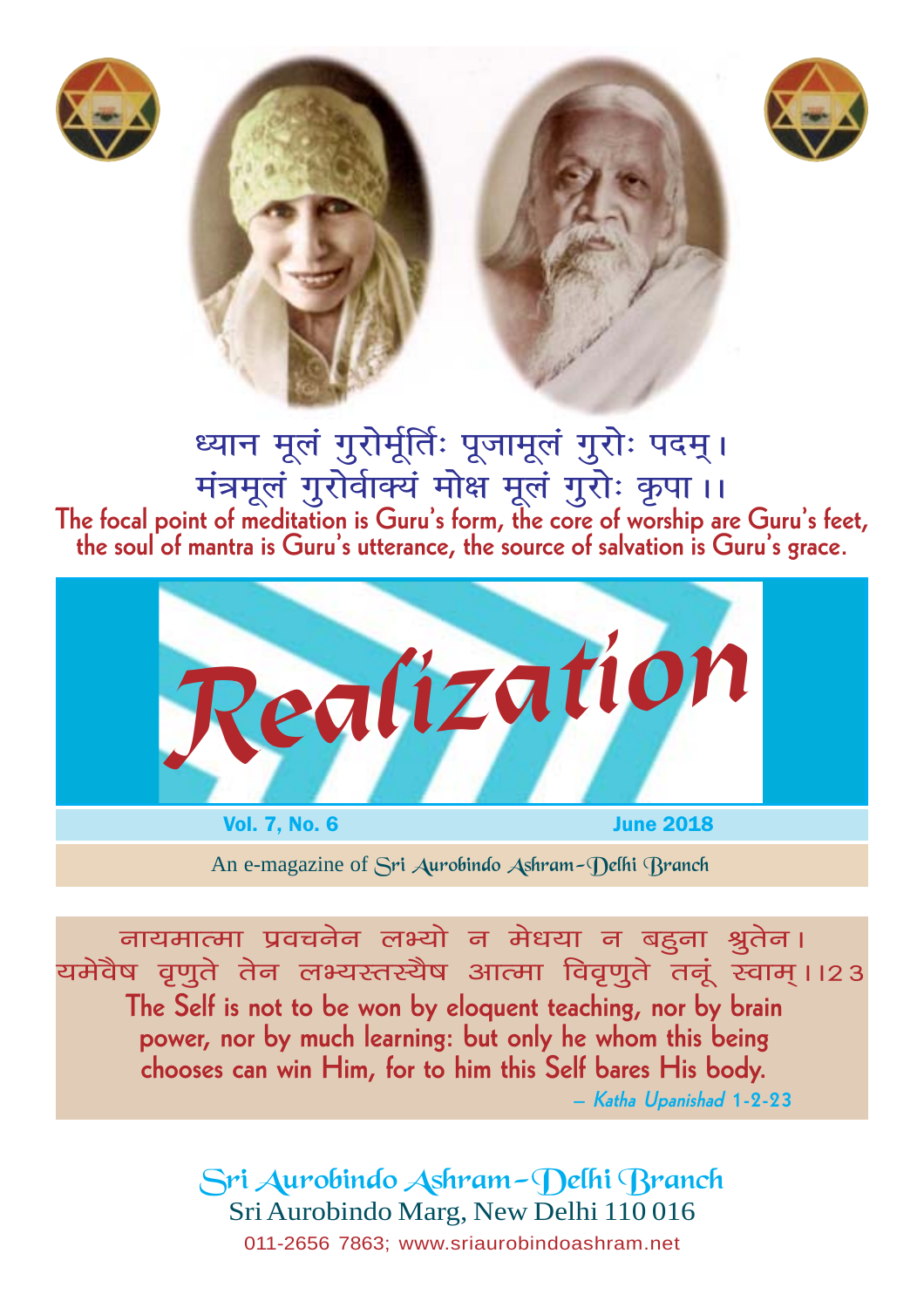ध्यान मूलं गुरोर्मूर्तिः पूजामूलं गुरोः पदम्।
मंत्रमूलं गुरोर्वाक्यं मोक्ष मूलं गुरोः कृपा।।

**The focal point of meditation is Guru's form, the core of worship are Guru's feet, the soul of mantra is Guru's utterance, the source of salvation is Guru's grace.**

# *Realization*

**Vol. 7, No. 6** **June 2018**

An e-magazine of Sri Aurobindo Ashram–Delhi Branch

नायमात्मा प्रवचनेन लभ्यो न मेधया न बहुना श्रुतेन।
यमेवैष वृणुते तेन लभ्यस्तस्यैष आत्मा विवृणुते तनूं स्वाम्।।23

**The Self is not to be won by eloquent teaching, nor by brain power, nor by much learning: but only he whom this being chooses can win Him, for to him this Self bares His body.**

— *Katha Upanishad* 1-2-23

Sri Aurobindo Ashram–Delhi Branch
Sri Aurobindo Marg, New Delhi 110 016
011-2656 7863; www.sriaurobindoashram.net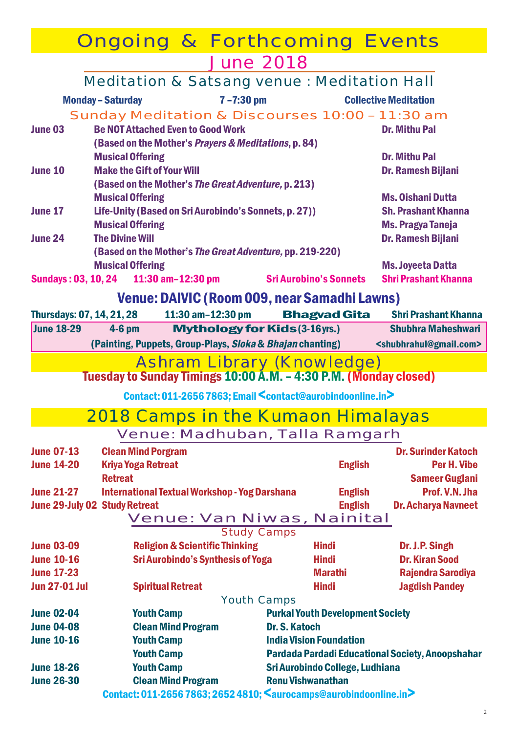# Ongoing & Forthcoming Events

## June 2018

### Meditation & Satsang venue : Meditation Hall

**Monday – Saturday** **7 –7:30 pm** **Collective Meditation**

### Sunday Meditation & Discourses 10:00 – 11:30 am

| Date | Event | Speaker |
|---|---|---|
| **June 03** | **Be NOT Attached Even to Good Work** (Based on the Mother's *Prayers & Meditations*, p. 84) | **Dr. Mithu Pal** |
| | **Musical Offering** | **Dr. Mithu Pal** |
| **June 10** | **Make the Gift of Your Will** (Based on the Mother's *The Great Adventure*, p. 213) | **Dr. Ramesh Bijlani** |
| | **Musical Offering** | **Ms. Oishani Dutta** |
| **June 17** | **Life-Unity (Based on Sri Aurobindo's Sonnets, p. 27))** | **Sh. Prashant Khanna** |
| | **Musical Offering** | **Ms. Pragya Taneja** |
| **June 24** | **The Divine Will** (Based on the Mother's *The Great Adventure*, pp. 219-220) | **Dr. Ramesh Bijlani** |
| | **Musical Offering** | **Ms. Joyeeta Datta** |

**Sundays : 03, 10, 24** **11:30 am–12:30 pm** **Sri Aurobino's Sonnets** **Shri Prashant Khanna**

### Venue: DAIVIC (Room 009, near Samadhi Lawns)

**Thursdays: 07, 14, 21, 28** **11:30 am–12:30 pm** **Bhagvad Gita** **Shri Prashant Khanna**

**June 18-29** **4-6 pm** **Mythology for Kids (3-16 yrs.)** **Shubhra Maheshwari**
**(Painting, Puppets, Group-Plays, *Sloka* & *Bhajan* chanting)** **<shubhrahul@gmail.com>**

## Ashram Library (Knowledge)

**Tuesday to Sunday Timings 10:00 A.M. – 4:30 P.M. (Monday closed)**

**Contact: 011-2656 7863; Email <contact@aurobindoonline.in>**

## 2018 Camps in the Kumaon Himalayas

### Venue: Madhuban, Talla Ramgarh

| Date | Program | Language | Conductor |
|---|---|---|---|
| **June 07-13** | **Clean Mind Porgram** | | **Dr. Surinder Katoch** |
| **June 14-20** | **Kriya Yoga Retreat** | **English** | **Per H. Vibe** |
| | **Retreat** | | **Sameer Guglani** |
| **June 21-27** | **International Textual Workshop - Yog Darshana** | **English** | **Prof. V.N. Jha** |
| **June 29-July 02** | **Study Retreat** | **English** | **Dr. Acharya Navneet** |

### Venue: Van Niwas, Nainital

#### Study Camps

| Date | Program | Language | Conductor |
|---|---|---|---|
| **June 03-09** | **Religion & Scientific Thinking** | **Hindi** | **Dr. J.P. Singh** |
| **June 10-16** | **Sri Aurobindo's Synthesis of Yoga** | **Hindi** | **Dr. Kiran Sood** |
| **June 17-23** | | **Marathi** | **Rajendra Sarodiya** |
| **Jun 27-01 Jul** | **Spiritual Retreat** | **Hindi** | **Jagdish Pandey** |

#### Youth Camps

| Date | Program | Organiser |
|---|---|---|
| **June 02-04** | **Youth Camp** | **Purkal Youth Development Society** |
| **June 04-08** | **Clean Mind Program** | **Dr. S. Katoch** |
| **June 10-16** | **Youth Camp** | **India Vision Foundation** |
| | **Youth Camp** | **Pardada Pardadi Educational Society, Anoopshahar** |
| **June 18-26** | **Youth Camp** | **Sri Aurobindo College, Ludhiana** |
| **June 26-30** | **Clean Mind Program** | **Renu Vishwanathan** |

**Contact: 011-2656 7863; 2652 4810; <aurocamps@aurobindoonline.in>**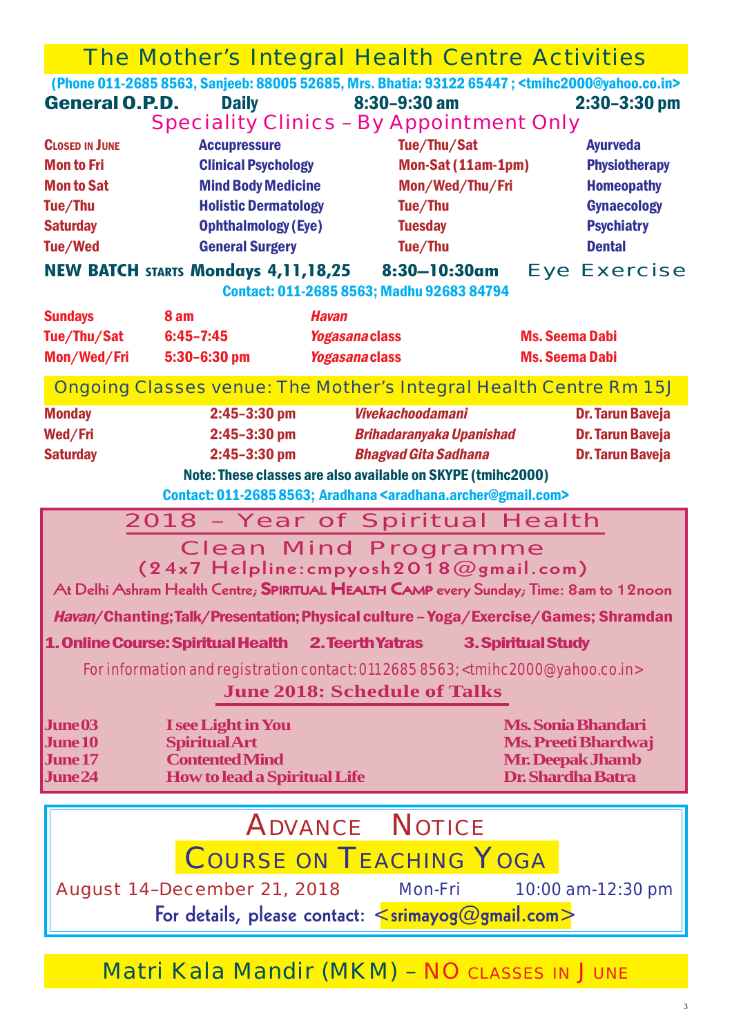# The Mother's Integral Health Centre Activities

**(Phone 011-2685 8563, Sanjeeb: 88005 52685, Mrs. Bhatia: 93122 65447 ; <tmihc2000@yahoo.co.in>**

**General O.P.D.** | **Daily** | **8:30–9:30 am** | **2:30–3:30 pm**

## Speciality Clinics – By Appointment Only

| | | | |
|---|---|---|---|
| Closed in June | Accupressure | Tue/Thu/Sat | Ayurveda |
| Mon to Fri | Clinical Psychology | Mon-Sat (11am-1pm) | Physiotherapy |
| Mon to Sat | Mind Body Medicine | Mon/Wed/Thu/Fri | Homeopathy |
| Tue/Thu | Holistic Dermatology | Tue/Thu | Gynaecology |
| Saturday | Ophthalmology (Eye) | Tuesday | Psychiatry |
| Tue/Wed | General Surgery | Tue/Thu | Dental |

**NEW BATCH STARTS Mondays 4,11,18,25** **8:30–10:30am** Eye Exercise

Contact: 011-2685 8563; Madhu 92683 84794

| | | | |
|---|---|---|---|
| Sundays | 8 am | *Havan* | |
| Tue/Thu/Sat | 6:45–7:45 | *Yogasana* class | Ms. Seema Dabi |
| Mon/Wed/Fri | 5:30–6:30 pm | *Yogasana* class | Ms. Seema Dabi |

## Ongoing Classes venue: The Mother's Integral Health Centre Rm 15J

| | | | |
|---|---|---|---|
| Monday | 2:45–3:30 pm | *Vivekachoodamani* | Dr. Tarun Baveja |
| Wed/Fri | 2:45–3:30 pm | *Brihadaranyaka Upanishad* | Dr. Tarun Baveja |
| Saturday | 2:45–3:30 pm | *Bhagvad Gita Sadhana* | Dr. Tarun Baveja |

**Note: These classes are also available on SKYPE (tmihc2000)**

Contact: 011-2685 8563; Aradhana <aradhana.archer@gmail.com>

## 2018 – Year of Spiritual Health

### Clean Mind Programme

**(24x7 Helpline:cmpyosh2018@gmail.com)**

At Delhi Ashram Health Centre; **Spiritual Health Camp** every Sunday; Time: 8am to 12noon

***Havan*/Chanting; Talk/Presentation; Physical culture – Yoga/Exercise/Games; Shramdan**

**1. Online Course: Spiritual Health** **2. Teerth Yatras** **3. Spiritual Study**

For information and registration contact: 0112685 8563; <tmihc2000@yahoo.co.in>

### June 2018: Schedule of Talks

| | | |
|---|---|---|
| June 03 | I see Light in You | Ms. Sonia Bhandari |
| June 10 | Spiritual Art | Ms. Preeti Bhardwaj |
| June 17 | Contented Mind | Mr. Deepak Jhamb |
| June 24 | How to lead a Spiritual Life | Dr. Shardha Batra |

## Advance Notice

### Course on Teaching Yoga

August 14–December 21, 2018 | Mon-Fri | 10:00 am-12:30 pm

**For details, please contact: <srimayog@gmail.com>**

## Matri Kala Mandir (MKM) – NO CLASSES IN JUNE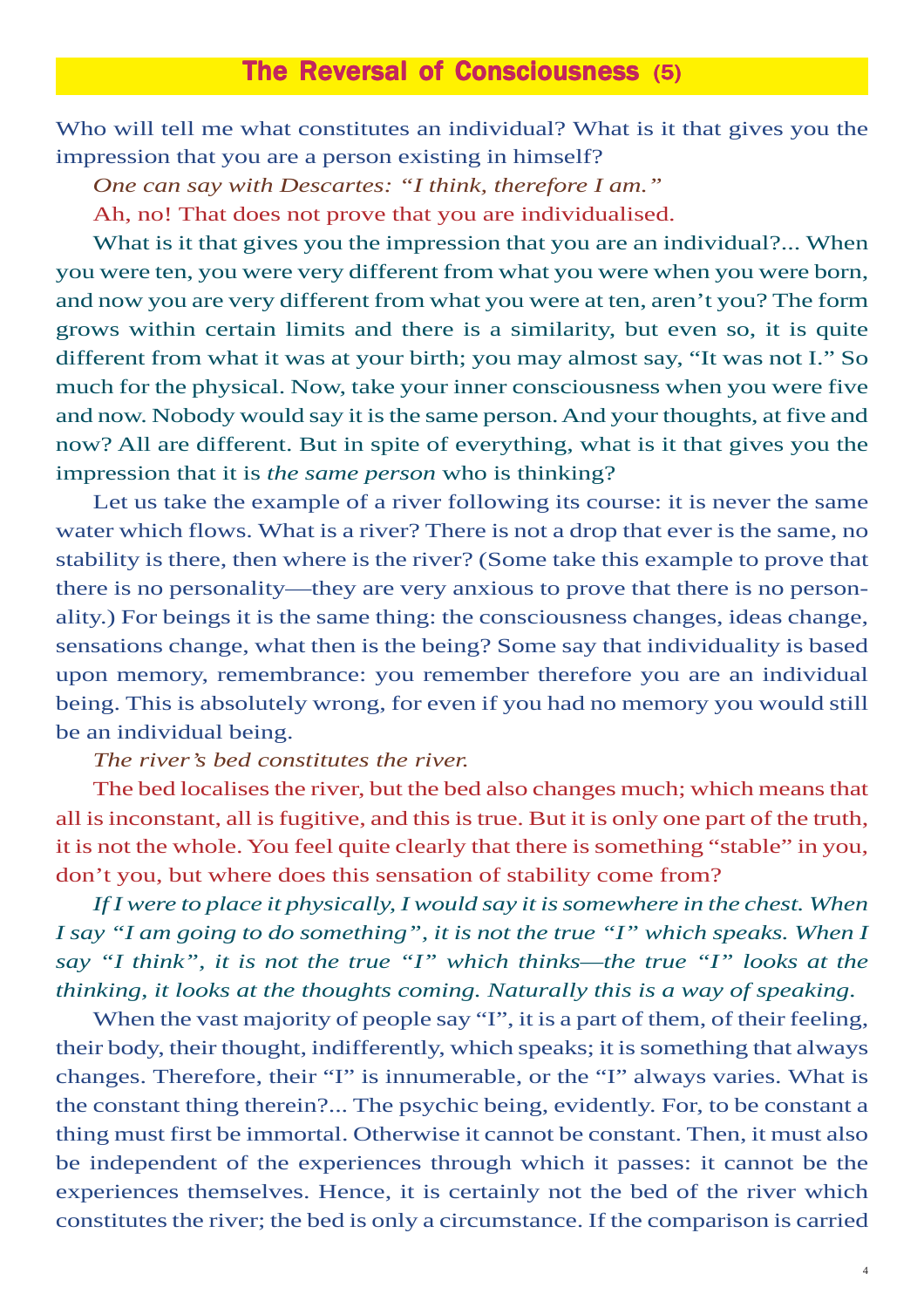# The Reversal of Consciousness (5)

Who will tell me what constitutes an individual? What is it that gives you the impression that you are a person existing in himself?

*One can say with Descartes: "I think, therefore I am."*

Ah, no! That does not prove that you are individualised.

What is it that gives you the impression that you are an individual?... When you were ten, you were very different from what you were when you were born, and now you are very different from what you were at ten, aren't you? The form grows within certain limits and there is a similarity, but even so, it is quite different from what it was at your birth; you may almost say, "It was not I." So much for the physical. Now, take your inner consciousness when you were five and now. Nobody would say it is the same person. And your thoughts, at five and now? All are different. But in spite of everything, what is it that gives you the impression that it is *the same person* who is thinking?

Let us take the example of a river following its course: it is never the same water which flows. What is a river? There is not a drop that ever is the same, no stability is there, then where is the river? (Some take this example to prove that there is no personality—they are very anxious to prove that there is no personality.) For beings it is the same thing: the consciousness changes, ideas change, sensations change, what then is the being? Some say that individuality is based upon memory, remembrance: you remember therefore you are an individual being. This is absolutely wrong, for even if you had no memory you would still be an individual being.

*The river's bed constitutes the river.*

The bed localises the river, but the bed also changes much; which means that all is inconstant, all is fugitive, and this is true. But it is only one part of the truth, it is not the whole. You feel quite clearly that there is something "stable" in you, don't you, but where does this sensation of stability come from?

*If I were to place it physically, I would say it is somewhere in the chest. When I say "I am going to do something", it is not the true "I" which speaks. When I say "I think", it is not the true "I" which thinks—the true "I" looks at the thinking, it looks at the thoughts coming. Naturally this is a way of speaking.*

When the vast majority of people say "I", it is a part of them, of their feeling, their body, their thought, indifferently, which speaks; it is something that always changes. Therefore, their "I" is innumerable, or the "I" always varies. What is the constant thing therein?... The psychic being, evidently. For, to be constant a thing must first be immortal. Otherwise it cannot be constant. Then, it must also be independent of the experiences through which it passes: it cannot be the experiences themselves. Hence, it is certainly not the bed of the river which constitutes the river; the bed is only a circumstance. If the comparison is carried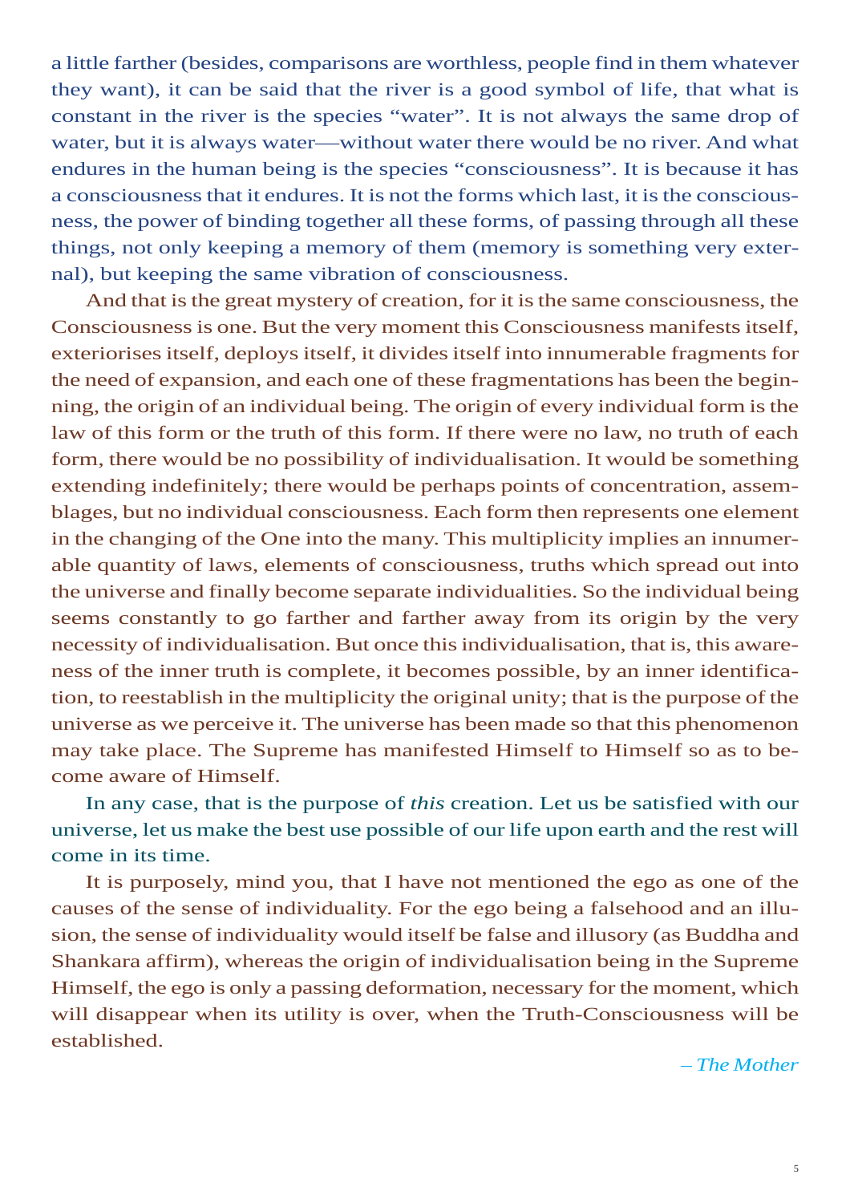a little farther (besides, comparisons are worthless, people find in them whatever they want), it can be said that the river is a good symbol of life, that what is constant in the river is the species "water". It is not always the same drop of water, but it is always water—without water there would be no river. And what endures in the human being is the species "consciousness". It is because it has a consciousness that it endures. It is not the forms which last, it is the consciousness, the power of binding together all these forms, of passing through all these things, not only keeping a memory of them (memory is something very external), but keeping the same vibration of consciousness.

And that is the great mystery of creation, for it is the same consciousness, the Consciousness is one. But the very moment this Consciousness manifests itself, exteriorises itself, deploys itself, it divides itself into innumerable fragments for the need of expansion, and each one of these fragmentations has been the beginning, the origin of an individual being. The origin of every individual form is the law of this form or the truth of this form. If there were no law, no truth of each form, there would be no possibility of individualisation. It would be something extending indefinitely; there would be perhaps points of concentration, assemblages, but no individual consciousness. Each form then represents one element in the changing of the One into the many. This multiplicity implies an innumerable quantity of laws, elements of consciousness, truths which spread out into the universe and finally become separate individualities. So the individual being seems constantly to go farther and farther away from its origin by the very necessity of individualisation. But once this individualisation, that is, this awareness of the inner truth is complete, it becomes possible, by an inner identification, to reestablish in the multiplicity the original unity; that is the purpose of the universe as we perceive it. The universe has been made so that this phenomenon may take place. The Supreme has manifested Himself to Himself so as to become aware of Himself.

In any case, that is the purpose of *this* creation. Let us be satisfied with our universe, let us make the best use possible of our life upon earth and the rest will come in its time.

It is purposely, mind you, that I have not mentioned the ego as one of the causes of the sense of individuality. For the ego being a falsehood and an illusion, the sense of individuality would itself be false and illusory (as Buddha and Shankara affirm), whereas the origin of individualisation being in the Supreme Himself, the ego is only a passing deformation, necessary for the moment, which will disappear when its utility is over, when the Truth-Consciousness will be established.

*– The Mother*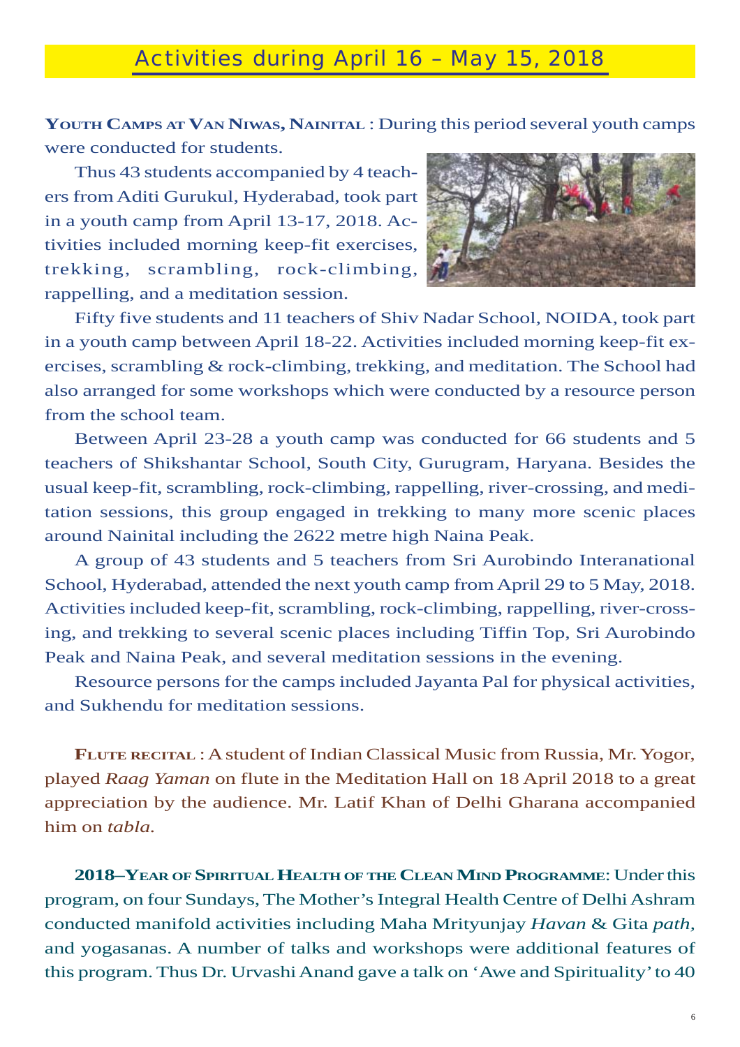## Activities during April 16 – May 15, 2018

**Youth Camps at Van Niwas, Nainital** : During this period several youth camps were conducted for students.

Thus 43 students accompanied by 4 teachers from Aditi Gurukul, Hyderabad, took part in a youth camp from April 13-17, 2018. Activities included morning keep-fit exercises, trekking, scrambling, rock-climbing, rappelling, and a meditation session.

Fifty five students and 11 teachers of Shiv Nadar School, NOIDA, took part in a youth camp between April 18-22. Activities included morning keep-fit exercises, scrambling & rock-climbing, trekking, and meditation. The School had also arranged for some workshops which were conducted by a resource person from the school team.

Between April 23-28 a youth camp was conducted for 66 students and 5 teachers of Shikshantar School, South City, Gurugram, Haryana. Besides the usual keep-fit, scrambling, rock-climbing, rappelling, river-crossing, and meditation sessions, this group engaged in trekking to many more scenic places around Nainital including the 2622 metre high Naina Peak.

A group of 43 students and 5 teachers from Sri Aurobindo Interanational School, Hyderabad, attended the next youth camp from April 29 to 5 May, 2018. Activities included keep-fit, scrambling, rock-climbing, rappelling, river-crossing, and trekking to several scenic places including Tiffin Top, Sri Aurobindo Peak and Naina Peak, and several meditation sessions in the evening.

Resource persons for the camps included Jayanta Pal for physical activities, and Sukhendu for meditation sessions.

**Flute recital** : A student of Indian Classical Music from Russia, Mr. Yogor, played *Raag Yaman* on flute in the Meditation Hall on 18 April 2018 to a great appreciation by the audience. Mr. Latif Khan of Delhi Gharana accompanied him on *tabla.*

**2018–Year of Spiritual Health of the Clean Mind Programme**: Under this program, on four Sundays, The Mother's Integral Health Centre of Delhi Ashram conducted manifold activities including Maha Mrityunjay *Havan* & Gita *path*, and yogasanas. A number of talks and workshops were additional features of this program. Thus Dr. Urvashi Anand gave a talk on 'Awe and Spirituality' to 40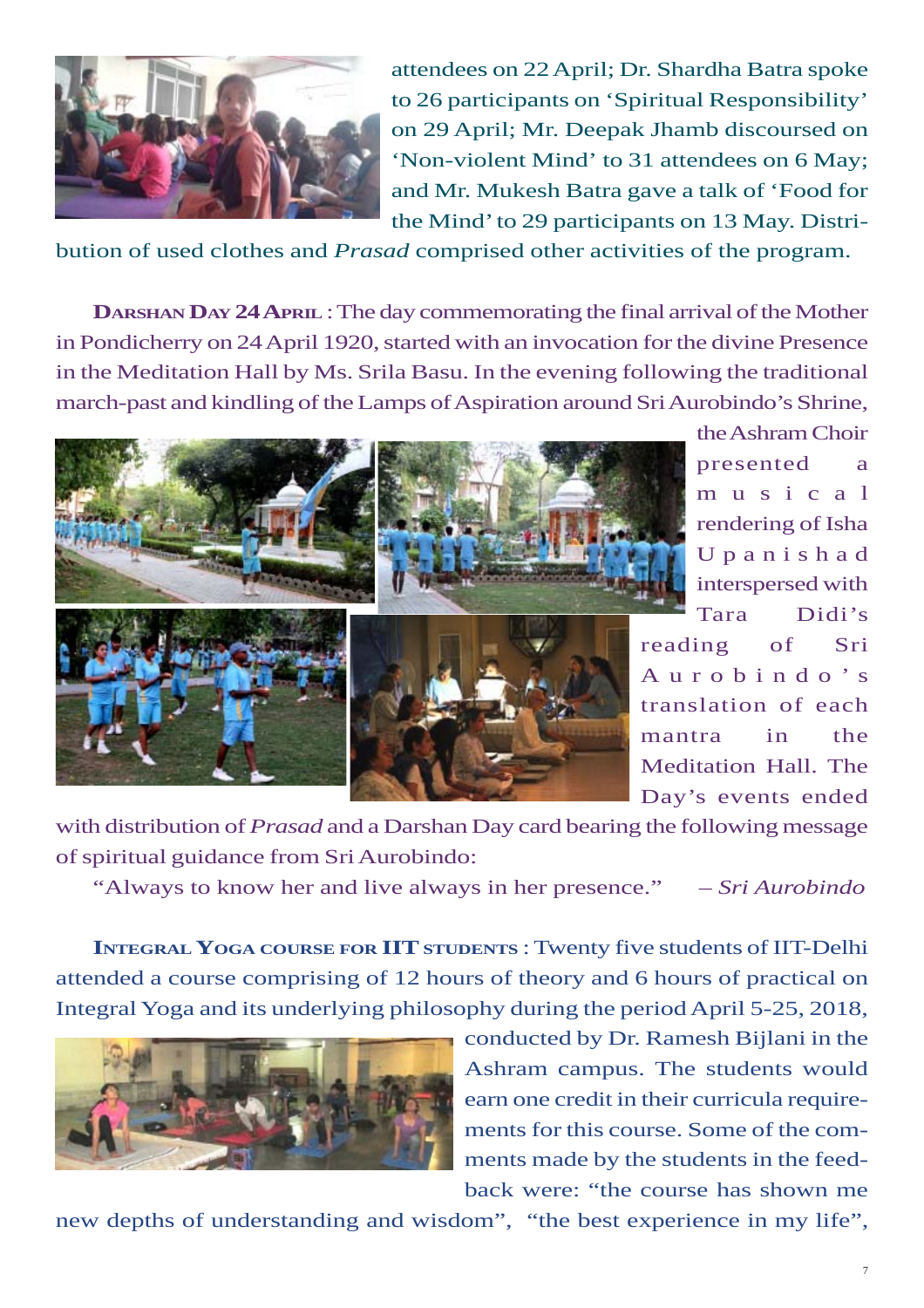attendees on 22 April; Dr. Shardha Batra spoke to 26 participants on 'Spiritual Responsibility' on 29 April; Mr. Deepak Jhamb discoursed on 'Non-violent Mind' to 31 attendees on 6 May; and Mr. Mukesh Batra gave a talk of 'Food for the Mind' to 29 participants on 13 May. Distribution of used clothes and *Prasad* comprised other activities of the program.

**Darshan Day 24 April** : The day commemorating the final arrival of the Mother in Pondicherry on 24 April 1920, started with an invocation for the divine Presence in the Meditation Hall by Ms. Srila Basu. In the evening following the traditional march-past and kindling of the Lamps of Aspiration around Sri Aurobindo's Shrine, the Ashram Choir presented a musical rendering of Isha Upanishad interspersed with Tara Didi's reading of Sri Aurobindo's translation of each mantra in the Meditation Hall. The Day's events ended with distribution of *Prasad* and a Darshan Day card bearing the following message of spiritual guidance from Sri Aurobindo:

"Always to know her and live always in her presence." – *Sri Aurobindo*

**Integral Yoga course for IIT students** : Twenty five students of IIT-Delhi attended a course comprising of 12 hours of theory and 6 hours of practical on Integral Yoga and its underlying philosophy during the period April 5-25, 2018, conducted by Dr. Ramesh Bijlani in the Ashram campus. The students would earn one credit in their curricula requirements for this course. Some of the comments made by the students in the feedback were: "the course has shown me new depths of understanding and wisdom", "the best experience in my life",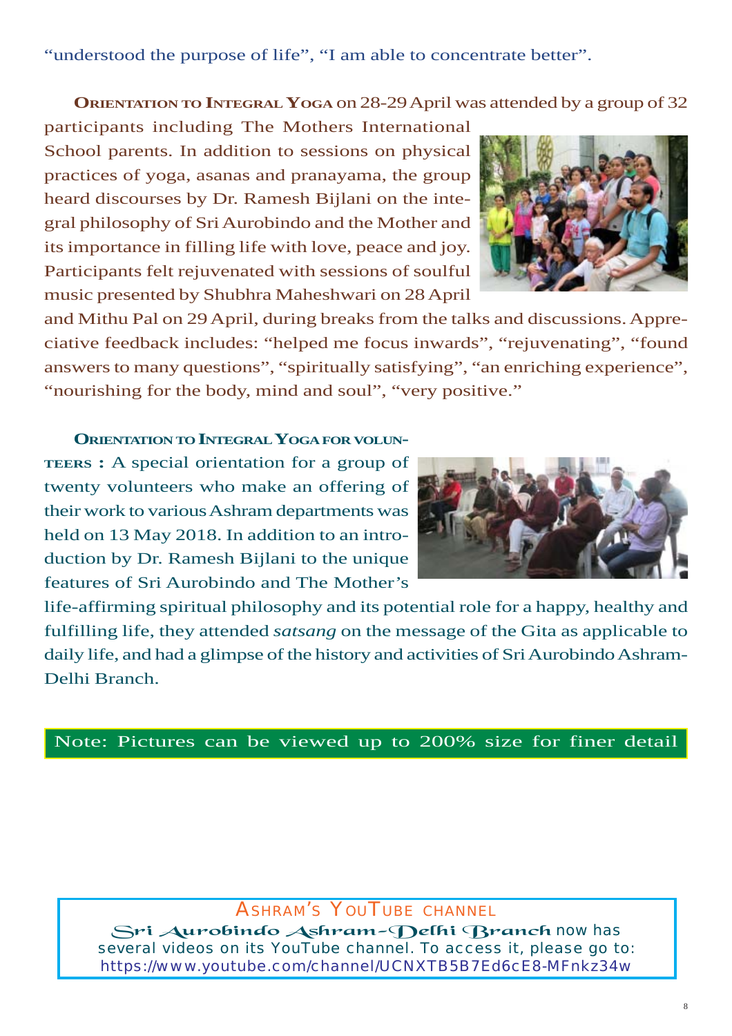"understood the purpose of life", "I am able to concentrate better".

**Orientation to Integral Yoga** on 28-29 April was attended by a group of 32 participants including The Mothers International School parents. In addition to sessions on physical practices of yoga, asanas and pranayama, the group heard discourses by Dr. Ramesh Bijlani on the integral philosophy of Sri Aurobindo and the Mother and its importance in filling life with love, peace and joy. Participants felt rejuvenated with sessions of soulful music presented by Shubhra Maheshwari on 28 April and Mithu Pal on 29 April, during breaks from the talks and discussions. Appreciative feedback includes: "helped me focus inwards", "rejuvenating", "found answers to many questions", "spiritually satisfying", "an enriching experience", "nourishing for the body, mind and soul", "very positive."

**Orientation to Integral Yoga for volunteers :** A special orientation for a group of twenty volunteers who make an offering of their work to various Ashram departments was held on 13 May 2018. In addition to an introduction by Dr. Ramesh Bijlani to the unique features of Sri Aurobindo and The Mother's life-affirming spiritual philosophy and its potential role for a happy, healthy and fulfilling life, they attended *satsang* on the message of the Gita as applicable to daily life, and had a glimpse of the history and activities of Sri Aurobindo Ashram-Delhi Branch.

Note: Pictures can be viewed up to 200% size for finer detail

**Ashram's YouTube channel**

Sri Aurobindo Ashram-Delhi Branch now has several videos on its YouTube channel. To access it, please go to: https://www.youtube.com/channel/UCNXTB5B7Ed6cE8-MFnkz34w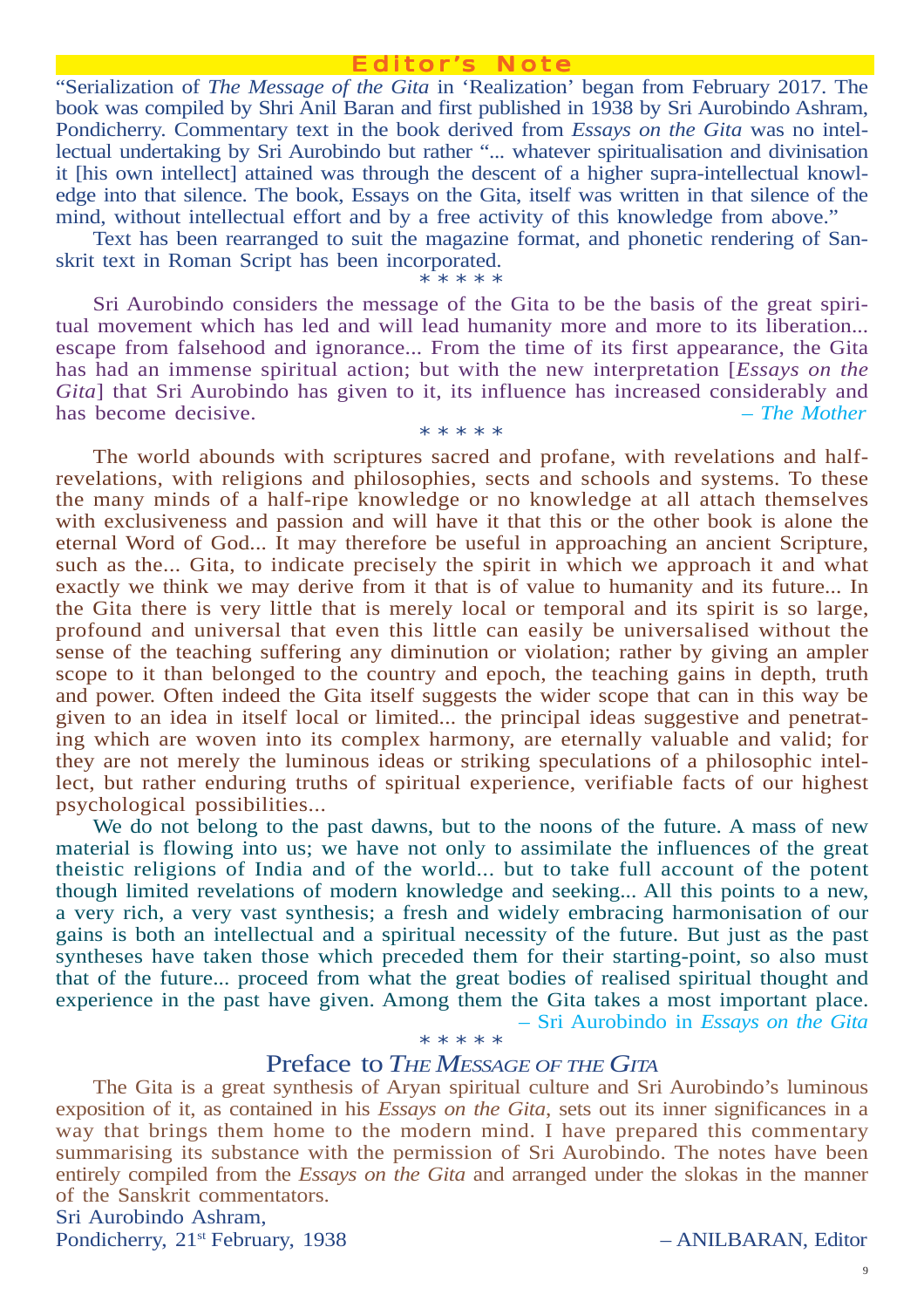## Editor's Note

"Serialization of *The Message of the Gita* in 'Realization' began from February 2017. The book was compiled by Shri Anil Baran and first published in 1938 by Sri Aurobindo Ashram, Pondicherry. Commentary text in the book derived from *Essays on the Gita* was no intellectual undertaking by Sri Aurobindo but rather "... whatever spiritualisation and divinisation it [his own intellect] attained was through the descent of a higher supra-intellectual knowledge into that silence. The book, Essays on the Gita, itself was written in that silence of the mind, without intellectual effort and by a free activity of this knowledge from above."

Text has been rearranged to suit the magazine format, and phonetic rendering of Sanskrit text in Roman Script has been incorporated.

\* \* \* \* \*

Sri Aurobindo considers the message of the Gita to be the basis of the great spiritual movement which has led and will lead humanity more and more to its liberation... escape from falsehood and ignorance... From the time of its first appearance, the Gita has had an immense spiritual action; but with the new interpretation [*Essays on the Gita*] that Sri Aurobindo has given to it, its influence has increased considerably and has become decisive. – *The Mother*

\* \* \* \* \*

The world abounds with scriptures sacred and profane, with revelations and half-revelations, with religions and philosophies, sects and schools and systems. To these the many minds of a half-ripe knowledge or no knowledge at all attach themselves with exclusiveness and passion and will have it that this or the other book is alone the eternal Word of God... It may therefore be useful in approaching an ancient Scripture, such as the... Gita, to indicate precisely the spirit in which we approach it and what exactly we think we may derive from it that is of value to humanity and its future... In the Gita there is very little that is merely local or temporal and its spirit is so large, profound and universal that even this little can easily be universalised without the sense of the teaching suffering any diminution or violation; rather by giving an ampler scope to it than belonged to the country and epoch, the teaching gains in depth, truth and power. Often indeed the Gita itself suggests the wider scope that can in this way be given to an idea in itself local or limited... the principal ideas suggestive and penetrating which are woven into its complex harmony, are eternally valuable and valid; for they are not merely the luminous ideas or striking speculations of a philosophic intellect, but rather enduring truths of spiritual experience, verifiable facts of our highest psychological possibilities...

We do not belong to the past dawns, but to the noons of the future. A mass of new material is flowing into us; we have not only to assimilate the influences of the great theistic religions of India and of the world... but to take full account of the potent though limited revelations of modern knowledge and seeking... All this points to a new, a very rich, a very vast synthesis; a fresh and widely embracing harmonisation of our gains is both an intellectual and a spiritual necessity of the future. But just as the past syntheses have taken those which preceded them for their starting-point, so also must that of the future... proceed from what the great bodies of realised spiritual thought and experience in the past have given. Among them the Gita takes a most important place.
– Sri Aurobindo in *Essays on the Gita*

\* \* \* \* \*

## Preface to *The Message of the Gita*

The Gita is a great synthesis of Aryan spiritual culture and Sri Aurobindo's luminous exposition of it, as contained in his *Essays on the Gita*, sets out its inner significances in a way that brings them home to the modern mind. I have prepared this commentary summarising its substance with the permission of Sri Aurobindo. The notes have been entirely compiled from the *Essays on the Gita* and arranged under the slokas in the manner of the Sanskrit commentators.

Sri Aurobindo Ashram,
Pondicherry, 21st February, 1938 – ANILBARAN, Editor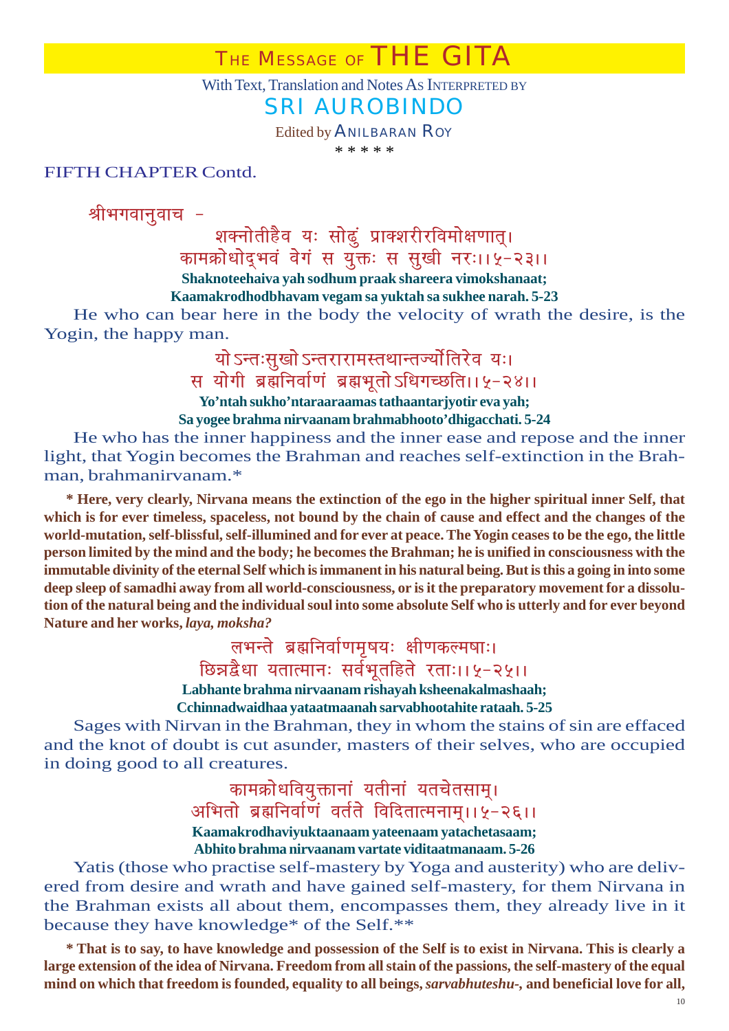# THE MESSAGE OF THE GITA

With Text, Translation and Notes As INTERPRETED BY

## SRI AUROBINDO

Edited by ANILBARAN ROY

\* \* \* \* \*

FIFTH CHAPTER Contd.

श्रीभगवानुवाच -

शक्नोतीहैव यः सोढुं प्राक्शरीरविमोक्षणात्।
कामक्रोधोद्भवं वेगं स युक्तः स सुखी नरः।।५-२३।।

**Shaknoteehaiva yah sodhum praak shareera vimokshanaat;**
**Kaamakrodhodbhavam vegam sa yuktah sa sukhee narah. 5-23**

He who can bear here in the body the velocity of wrath the desire, is the Yogin, the happy man.

यो ऽन्तःसुखो ऽन्तरारामस्तथान्तर्ज्योतिरेव यः।
स योगी ब्रह्मनिर्वाणं ब्रह्मभूतो ऽधिगच्छति।।५-२४।।

**Yo'ntah sukho'ntaraaraamas tathaantarjyotir eva yah;**
**Sa yogee brahma nirvaanam brahmabhooto'dhigacchati. 5-24**

He who has the inner happiness and the inner ease and repose and the inner light, that Yogin becomes the Brahman and reaches self-extinction in the Brahman, brahmanirvanam.*

**\* Here, very clearly, Nirvana means the extinction of the ego in the higher spiritual inner Self, that which is for ever timeless, spaceless, not bound by the chain of cause and effect and the changes of the world-mutation, self-blissful, self-illumined and for ever at peace. The Yogin ceases to be the ego, the little person limited by the mind and the body; he becomes the Brahman; he is unified in consciousness with the immutable divinity of the eternal Self which is immanent in his natural being. But is this a going in into some deep sleep of samadhi away from all world-consciousness, or is it the preparatory movement for a dissolution of the natural being and the individual soul into some absolute Self who is utterly and for ever beyond Nature and her works, *laya, moksha?***

लभन्ते ब्रह्मनिर्वाणमृषयः क्षीणकल्मषाः।
छिन्नद्वैधा यतात्मानः सर्वभूतहिते रताः।।५-२५।।

**Labhante brahma nirvaanam rishayah ksheenakalmashaah;**
**Cchinnadwaidhaa yataatmaanah sarvabhootahite rataah. 5-25**

Sages with Nirvan in the Brahman, they in whom the stains of sin are effaced and the knot of doubt is cut asunder, masters of their selves, who are occupied in doing good to all creatures.

कामक्रोधवियुक्तानां यतीनां यतचेतसाम्।
अभितो ब्रह्मनिर्वाणं वर्तते विदितात्मनाम्।।५-२६।।

**Kaamakrodhaviyuktaanaam yateenaam yatachetasaam;**
**Abhito brahma nirvaanam vartate viditaatmanaam. 5-26**

Yatis (those who practise self-mastery by Yoga and austerity) who are delivered from desire and wrath and have gained self-mastery, for them Nirvana in the Brahman exists all about them, encompasses them, they already live in it because they have knowledge* of the Self.**

**\* That is to say, to have knowledge and possession of the Self is to exist in Nirvana. This is clearly a large extension of the idea of Nirvana. Freedom from all stain of the passions, the self-mastery of the equal mind on which that freedom is founded, equality to all beings, *sarvabhuteshu-*, and beneficial love for all,**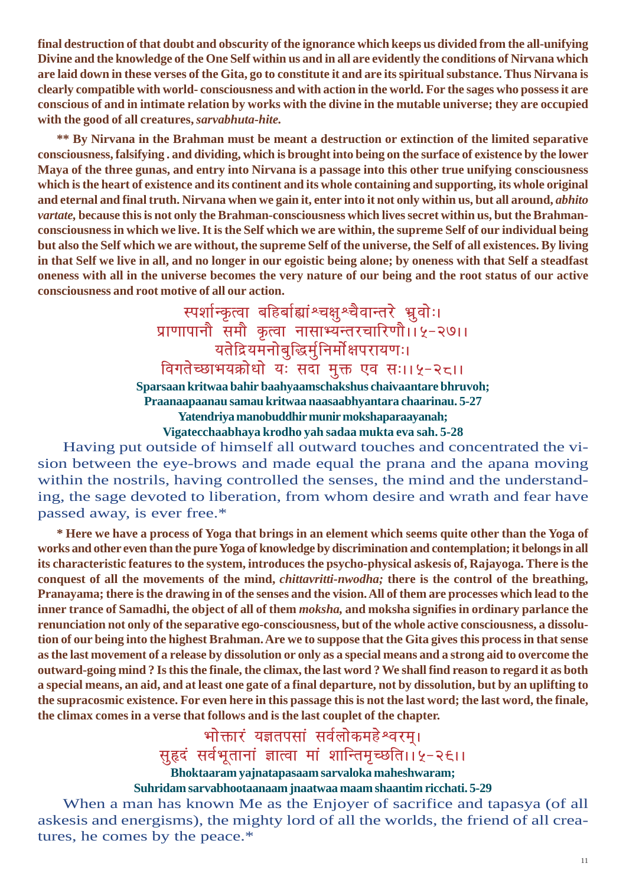**final destruction of that doubt and obscurity of the ignorance which keeps us divided from the all-unifying Divine and the knowledge of the One Self within us and in all are evidently the conditions of Nirvana which are laid down in these verses of the Gita, go to constitute it and are its spiritual substance. Thus Nirvana is clearly compatible with world- consciousness and with action in the world. For the sages who possess it are conscious of and in intimate relation by works with the divine in the mutable universe; they are occupied with the good of all creatures, *sarvabhuta-hite.***

**\*\* By Nirvana in the Brahman must be meant a destruction or extinction of the limited separative consciousness, falsifying . and dividing, which is brought into being on the surface of existence by the lower Maya of the three gunas, and entry into Nirvana is a passage into this other true unifying consciousness which is the heart of existence and its continent and its whole containing and supporting, its whole original and eternal and final truth. Nirvana when we gain it, enter into it not only within us, but all around, *abhito vartate,* because this is not only the Brahman-consciousness which lives secret within us, but the Brahman-consciousness in which we live. It is the Self which we are within, the supreme Self of our individual being but also the Self which we are without, the supreme Self of the universe, the Self of all existences. By living in that Self we live in all, and no longer in our egoistic being alone; by oneness with that Self a steadfast oneness with all in the universe becomes the very nature of our being and the root status of our active consciousness and root motive of all our action.**

स्पर्शान्कृत्वा बहिर्बाह्यांश्चक्षुश्चैवान्तरे भ्रुवोः।
प्राणापानौ समौ कृत्वा नासाभ्यन्तरचारिणौ।।५-२७।।
यतेद्रियमनोबुद्धिर्मुनिर्मोक्षपरायणः।
विगतेच्छाभयक्रोधो यः सदा मुक्त एव सः।।५-२८।।

**Sparsaan kritwaa bahir baahyaamschakshus chaivaantare bhruvoh;**
**Praanaapaanau samau kritwaa naasaabhyantara chaarinau. 5-27**
**Yatendriya manobuddhir munir mokshaparaayanah;**
**Vigatecchaabhaya krodho yah sadaa mukta eva sah. 5-28**

Having put outside of himself all outward touches and concentrated the vision between the eye-brows and made equal the prana and the apana moving within the nostrils, having controlled the senses, the mind and the understanding, the sage devoted to liberation, from whom desire and wrath and fear have passed away, is ever free.*

**\* Here we have a process of Yoga that brings in an element which seems quite other than the Yoga of works and other even than the pure Yoga of knowledge by discrimination and contemplation; it belongs in all its characteristic features to the system, introduces the psycho-physical askesis of, Rajayoga. There is the conquest of all the movements of the mind, *chittavritti-nwodha;* there is the control of the breathing, Pranayama; there is the drawing in of the senses and the vision. All of them are processes which lead to the inner trance of Samadhi, the object of all of them *moksha,* and moksha signifies in ordinary parlance the renunciation not only of the separative ego-consciousness, but of the whole active consciousness, a dissolution of our being into the highest Brahman. Are we to suppose that the Gita gives this process in that sense as the last movement of a release by dissolution or only as a special means and a strong aid to overcome the outward-going mind ? Is this the finale, the climax, the last word ? We shall find reason to regard it as both a special means, an aid, and at least one gate of a final departure, not by dissolution, but by an uplifting to the supracosmic existence. For even here in this passage this is not the last word; the last word, the finale, the climax comes in a verse that follows and is the last couplet of the chapter.**

भोक्तारं यज्ञतपसां सर्वलोकमहेश्वरम्।
सुहृदं सर्वभूतानां ज्ञात्वा मां शान्तिमृच्छति।।५-२६।।

**Bhoktaaram yajnatapasaam sarvaloka maheshwaram;**
**Suhridam sarvabhootaanaam jnaatwaa maam shaantim ricchati. 5-29**

When a man has known Me as the Enjoyer of sacrifice and tapasya (of all askesis and energisms), the mighty lord of all the worlds, the friend of all creatures, he comes by the peace.*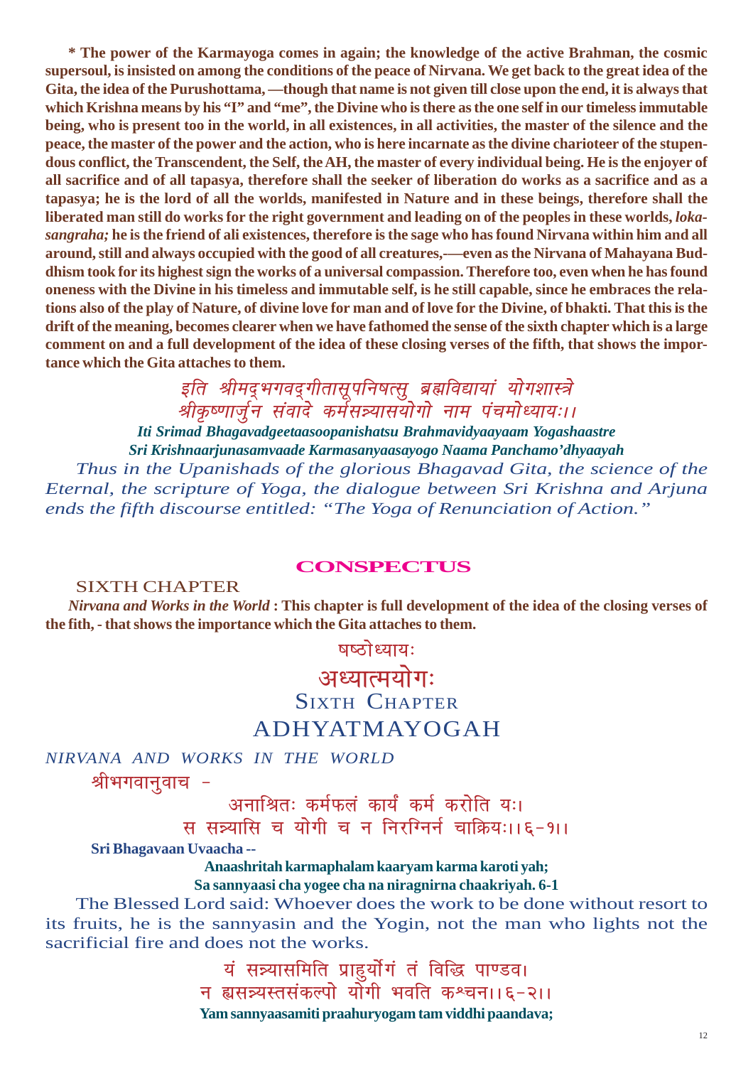**\* The power of the Karmayoga comes in again; the knowledge of the active Brahman, the cosmic supersoul, is insisted on among the conditions of the peace of Nirvana. We get back to the great idea of the Gita, the idea of the Purushottama, —though that name is not given till close upon the end, it is always that which Krishna means by his "I" and "me", the Divine who is there as the one self in our timeless immutable being, who is present too in the world, in all existences, in all activities, the master of the silence and the peace, the master of the power and the action, who is here incarnate as the divine charioteer of the stupendous conflict, the Transcendent, the Self, the AH, the master of every individual being. He is the enjoyer of all sacrifice and of all tapasya, therefore shall the seeker of liberation do works as a sacrifice and as a tapasya; he is the lord of all the worlds, manifested in Nature and in these beings, therefore shall the liberated man still do works for the right government and leading on of the peoples in these worlds, *lokasangraha;* he is the friend of ali existences, therefore is the sage who has found Nirvana within him and all around, still and always occupied with the good of all creatures,—even as the Nirvana of Mahayana Buddhism took for its highest sign the works of a universal compassion. Therefore too, even when he has found oneness with the Divine in his timeless and immutable self, is he still capable, since he embraces the relations also of the play of Nature, of divine love for man and of love for the Divine, of bhakti. That this is the drift of the meaning, becomes clearer when we have fathomed the sense of the sixth chapter which is a large comment on and a full development of the idea of these closing verses of the fifth, that shows the importance which the Gita attaches to them.**

*इति श्रीमद्भगवद्गीतासूपनिषत्सु ब्रह्मविद्यायां योगशास्त्रे*
*श्रीकृष्णार्जुन संवादे कर्मसन्न्यासयोगो नाम पंचमोध्यायः।।*

***Iti Srimad Bhagavadgeetaasoopanishatsu Brahmavidyaayaam Yogashaastre***
***Sri Krishnaarjunasamvaade Karmasanyaasayogo Naama Panchamo'dhyaayah***

*Thus in the Upanishads of the glorious Bhagavad Gita, the science of the Eternal, the scripture of Yoga, the dialogue between Sri Krishna and Arjuna ends the fifth discourse entitled: "The Yoga of Renunciation of Action."*

## CONSPECTUS

SIXTH CHAPTER

***Nirvana and Works in the World* : This chapter is full development of the idea of the closing verses of the fith, - that shows the importance which the Gita attaches to them.**

षष्ठोध्यायः

# अध्यात्मयोगः

## SIXTH CHAPTER

# ADHYATMAYOGAH

*NIRVANA AND WORKS IN THE WORLD*

श्रीभगवानुवाच -

अनाश्रितः कर्मफलं कार्यं कर्म करोति यः।
स सन्न्यासि च योगी च न निरग्निर्न चाक्रियः।।६-१।।

**Sri Bhagavaan Uvaacha --**

**Anaashritah karmaphalam kaaryam karma karoti yah;**
**Sa sannyaasi cha yogee cha na niragnirna chaakriyah. 6-1**

The Blessed Lord said: Whoever does the work to be done without resort to its fruits, he is the sannyasin and the Yogin, not the man who lights not the sacrificial fire and does not the works.

यं सन्न्यासमिति प्राहुर्योगं तं विद्धि पाण्डव।
न ह्यसन्न्यस्तसंकल्पो योगी भवति कश्चन।।६-२।।

**Yam sannyaasamiti praahuryogam tam viddhi paandava;**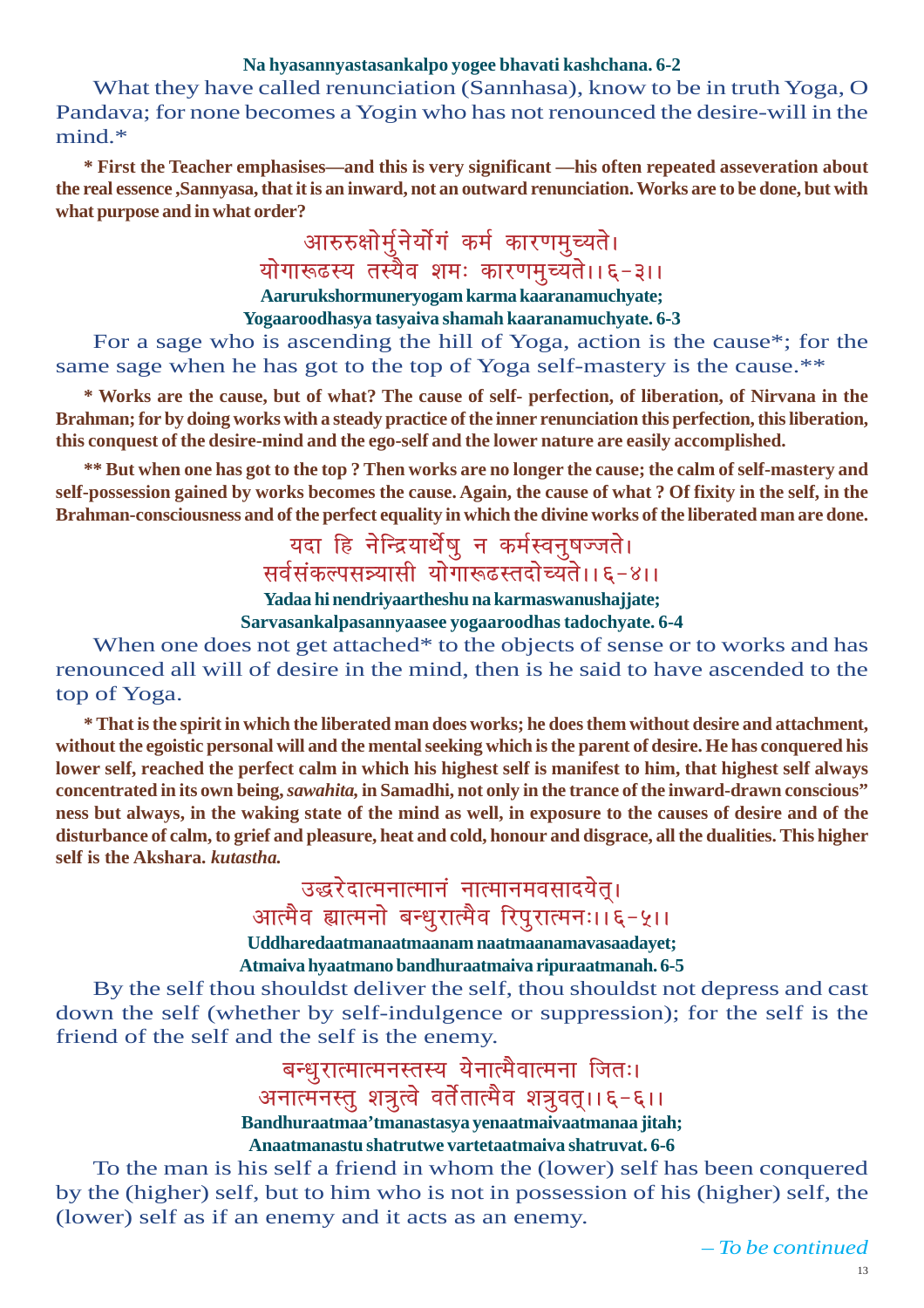**Na hyasannyastasankalpo yogee bhavati kashchana. 6-2**

What they have called renunciation (Sannhasa), know to be in truth Yoga, O Pandava; for none becomes a Yogin who has not renounced the desire-will in the mind.*

**\* First the Teacher emphasises—and this is very significant —his often repeated asseveration about the real essence ,Sannyasa, that it is an inward, not an outward renunciation. Works are to be done, but with what purpose and in what order?**

आरुरुक्षोर्मुनेर्योगं कर्म कारणमुच्यते।
योगारूढस्य तस्यैव शमः कारणमुच्यते।।६-३।।

**Aarurukshormuneryogam karma kaaranamuchyate;**
**Yogaaroodhasya tasyaiva shamah kaaranamuchyate. 6-3**

For a sage who is ascending the hill of Yoga, action is the cause*; for the same sage when he has got to the top of Yoga self-mastery is the cause.**

**\* Works are the cause, but of what? The cause of self- perfection, of liberation, of Nirvana in the Brahman; for by doing works with a steady practice of the inner renunciation this perfection, this liberation, this conquest of the desire-mind and the ego-self and the lower nature are easily accomplished.**

**\*\* But when one has got to the top ? Then works are no longer the cause; the calm of self-mastery and self-possession gained by works becomes the cause. Again, the cause of what ? Of fixity in the self, in the Brahman-consciousness and of the perfect equality in which the divine works of the liberated man are done.**

यदा हि नेन्द्रियार्थेषु न कर्मस्वनुषज्जते।
सर्वसंकल्पसन्न्यासी योगारूढस्तदोच्यते।।६-४।।

**Yadaa hi nendriyaartheshu na karmaswanushajjate;**
**Sarvasankalpasannyaasee yogaaroodhas tadochyate. 6-4**

When one does not get attached* to the objects of sense or to works and has renounced all will of desire in the mind, then is he said to have ascended to the top of Yoga.

**\* That is the spirit in which the liberated man does works; he does them without desire and attachment, without the egoistic personal will and the mental seeking which is the parent of desire. He has conquered his lower self, reached the perfect calm in which his highest self is manifest to him, that highest self always concentrated in its own being, *sawahita,* in Samadhi, not only in the trance of the inward-drawn conscious" ness but always, in the waking state of the mind as well, in exposure to the causes of desire and of the disturbance of calm, to grief and pleasure, heat and cold, honour and disgrace, all the dualities. This higher self is the Akshara. *kutastha.***

उद्धरेदात्मनात्मानं नात्मानमवसादयेत्।
आत्मैव ह्यात्मनो बन्धुरात्मैव रिपुरात्मनः।।६-५।।

**Uddharedaatmanaatmaanam naatmaanamavasaadayet;**
**Atmaiva hyaatmano bandhuraatmaiva ripuraatmanah. 6-5**

By the self thou shouldst deliver the self, thou shouldst not depress and cast down the self (whether by self-indulgence or suppression); for the self is the friend of the self and the self is the enemy.

बन्धुरात्मात्मनस्तस्य येनात्मैवात्मना जितः।
अनात्मनस्तु शत्रुत्वे वर्तेतात्मैव शत्रुवत्।।६-६।।

**Bandhuraatmaa'tmanastasya yenaatmaivaatmanaa jitah;**
**Anaatmanastu shatrutwe vartetaatmaiva shatruvat. 6-6**

To the man is his self a friend in whom the (lower) self has been conquered by the (higher) self, but to him who is not in possession of his (higher) self, the (lower) self as if an enemy and it acts as an enemy.

*– To be continued*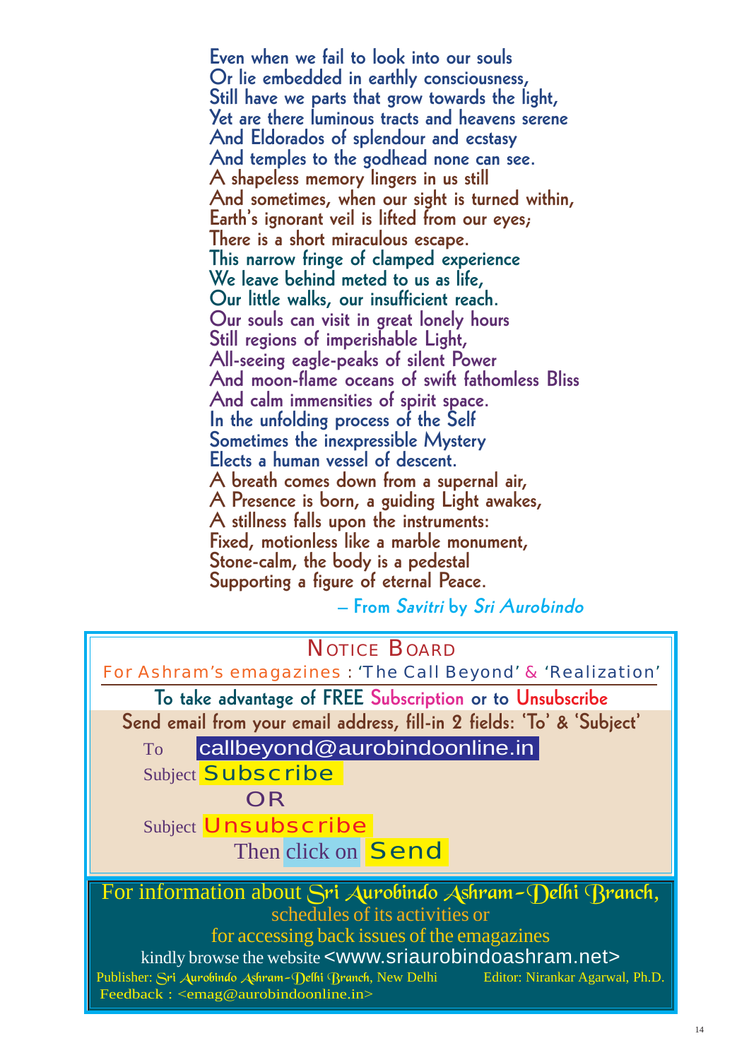Even when we fail to look into our souls
Or lie embedded in earthly consciousness,
Still have we parts that grow towards the light,
Yet are there luminous tracts and heavens serene
And Eldorados of splendour and ecstasy
And temples to the godhead none can see.
A shapeless memory lingers in us still
And sometimes, when our sight is turned within,
Earth's ignorant veil is lifted from our eyes;
There is a short miraculous escape.
This narrow fringe of clamped experience
We leave behind meted to us as life,
Our little walks, our insufficient reach.
Our souls can visit in great lonely hours
Still regions of imperishable Light,
All-seeing eagle-peaks of silent Power
And moon-flame oceans of swift fathomless Bliss
And calm immensities of spirit space.
In the unfolding process of the Self
Sometimes the inexpressible Mystery
Elects a human vessel of descent.
A breath comes down from a supernal air,
A Presence is born, a guiding Light awakes,
A stillness falls upon the instruments:
Fixed, motionless like a marble monument,
Stone-calm, the body is a pedestal
Supporting a figure of eternal Peace.

— From *Savitri* by *Sri Aurobindo*

## NOTICE BOARD

For Ashram's emagazines : 'The Call Beyond' & 'Realization'

**To take advantage of FREE Subscription or to Unsubscribe**

**Send email from your email address, fill-in 2 fields: 'To' & 'Subject'**

To callbeyond@aurobindoonline.in

Subject **Subscribe**

OR

Subject **Unsubscribe**

Then click on **Send**

For information about Sri Aurobindo Ashram-Delhi Branch,
schedules of its activities or
for accessing back issues of the emagazines
kindly browse the website <www.sriaurobindoashram.net>

Publisher: Sri Aurobindo Ashram-Delhi Branch, New Delhi    Editor: Nirankar Agarwal, Ph.D.

Feedback : <emag@aurobindoonline.in>